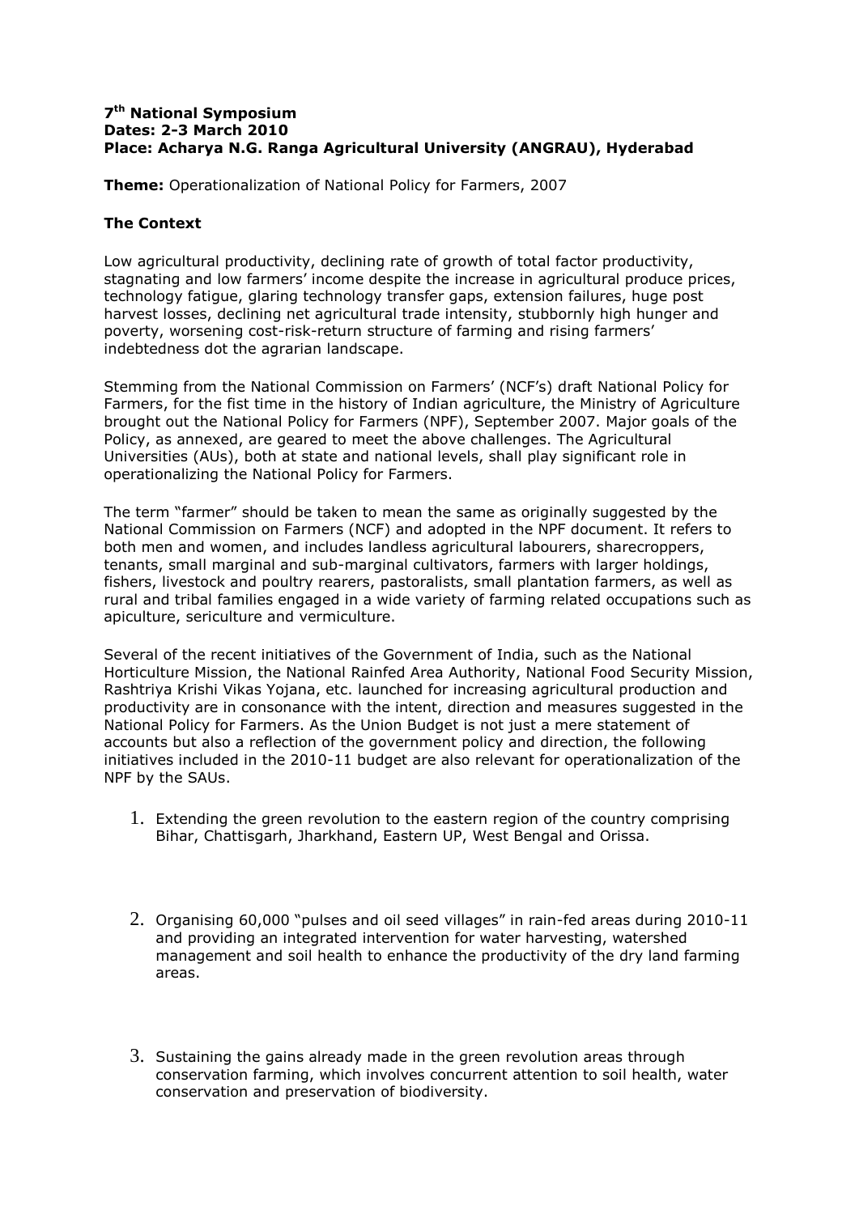**7th National Symposium**
**Dates: 2-3 March 2010**
**Place: Acharya N.G. Ranga Agricultural University (ANGRAU), Hyderabad**

**Theme:** Operationalization of National Policy for Farmers, 2007

**The Context**

Low agricultural productivity, declining rate of growth of total factor productivity, stagnating and low farmers' income despite the increase in agricultural produce prices, technology fatigue, glaring technology transfer gaps, extension failures, huge post harvest losses, declining net agricultural trade intensity, stubbornly high hunger and poverty, worsening cost-risk-return structure of farming and rising farmers' indebtedness dot the agrarian landscape.

Stemming from the National Commission on Farmers' (NCF's) draft National Policy for Farmers, for the fist time in the history of Indian agriculture, the Ministry of Agriculture brought out the National Policy for Farmers (NPF), September 2007. Major goals of the Policy, as annexed, are geared to meet the above challenges. The Agricultural Universities (AUs), both at state and national levels, shall play significant role in operationalizing the National Policy for Farmers.

The term "farmer" should be taken to mean the same as originally suggested by the National Commission on Farmers (NCF) and adopted in the NPF document. It refers to both men and women, and includes landless agricultural labourers, sharecroppers, tenants, small marginal and sub-marginal cultivators, farmers with larger holdings, fishers, livestock and poultry rearers, pastoralists, small plantation farmers, as well as rural and tribal families engaged in a wide variety of farming related occupations such as apiculture, sericulture and vermiculture.

Several of the recent initiatives of the Government of India, such as the National Horticulture Mission, the National Rainfed Area Authority, National Food Security Mission, Rashtriya Krishi Vikas Yojana, etc. launched for increasing agricultural production and productivity are in consonance with the intent, direction and measures suggested in the National Policy for Farmers. As the Union Budget is not just a mere statement of accounts but also a reflection of the government policy and direction, the following initiatives included in the 2010-11 budget are also relevant for operationalization of the NPF by the SAUs.

1. Extending the green revolution to the eastern region of the country comprising Bihar, Chattisgarh, Jharkhand, Eastern UP, West Bengal and Orissa.

2. Organising 60,000 "pulses and oil seed villages" in rain-fed areas during 2010-11 and providing an integrated intervention for water harvesting, watershed management and soil health to enhance the productivity of the dry land farming areas.

3. Sustaining the gains already made in the green revolution areas through conservation farming, which involves concurrent attention to soil health, water conservation and preservation of biodiversity.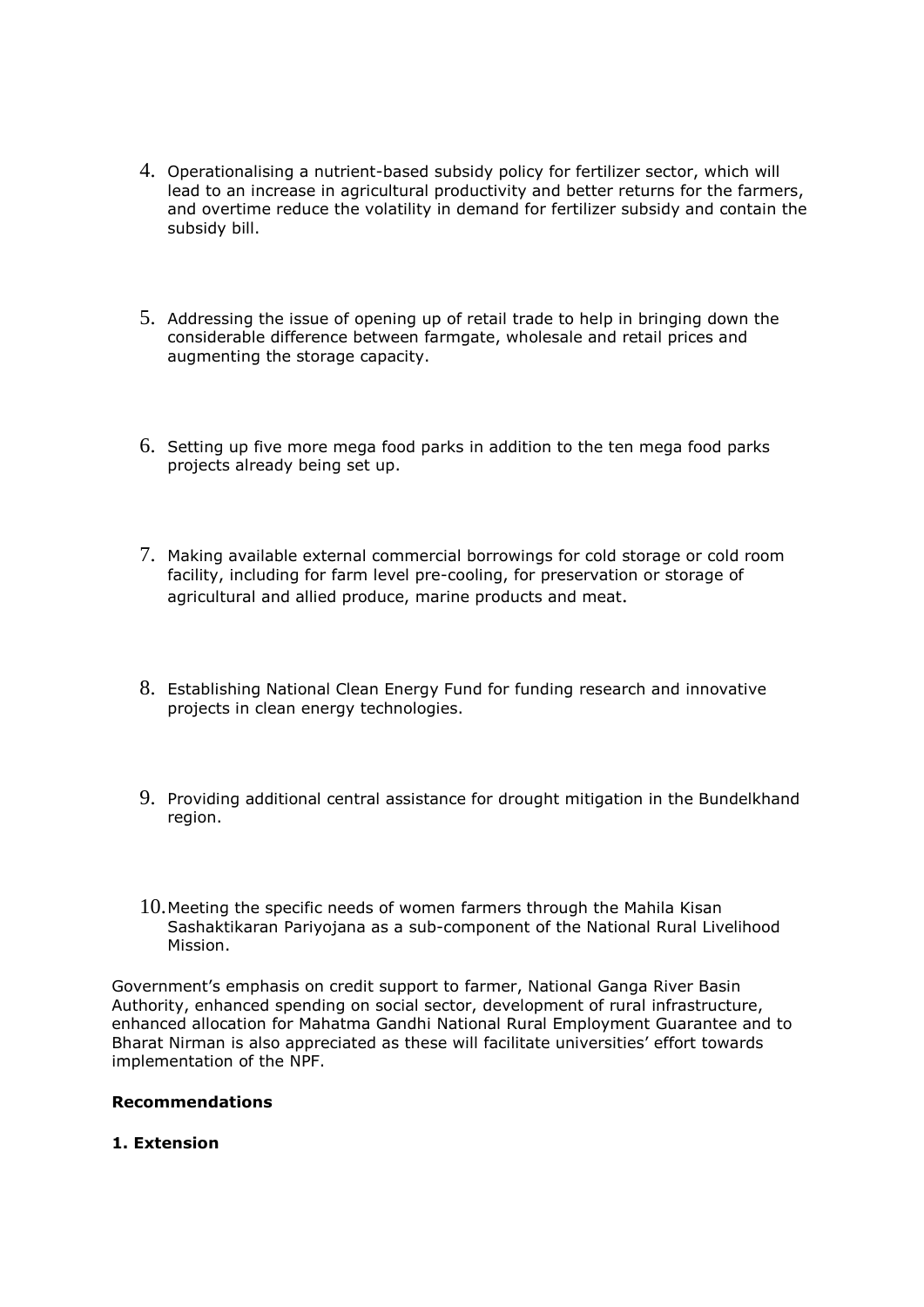4. Operationalising a nutrient-based subsidy policy for fertilizer sector, which will lead to an increase in agricultural productivity and better returns for the farmers, and overtime reduce the volatility in demand for fertilizer subsidy and contain the subsidy bill.

5. Addressing the issue of opening up of retail trade to help in bringing down the considerable difference between farmgate, wholesale and retail prices and augmenting the storage capacity.

6. Setting up five more mega food parks in addition to the ten mega food parks projects already being set up.

7. Making available external commercial borrowings for cold storage or cold room facility, including for farm level pre-cooling, for preservation or storage of agricultural and allied produce, marine products and meat.

8. Establishing National Clean Energy Fund for funding research and innovative projects in clean energy technologies.

9. Providing additional central assistance for drought mitigation in the Bundelkhand region.

10. Meeting the specific needs of women farmers through the Mahila Kisan Sashaktikaran Pariyojana as a sub-component of the National Rural Livelihood Mission.

Government's emphasis on credit support to farmer, National Ganga River Basin Authority, enhanced spending on social sector, development of rural infrastructure, enhanced allocation for Mahatma Gandhi National Rural Employment Guarantee and to Bharat Nirman is also appreciated as these will facilitate universities' effort towards implementation of the NPF.

**Recommendations**

**1. Extension**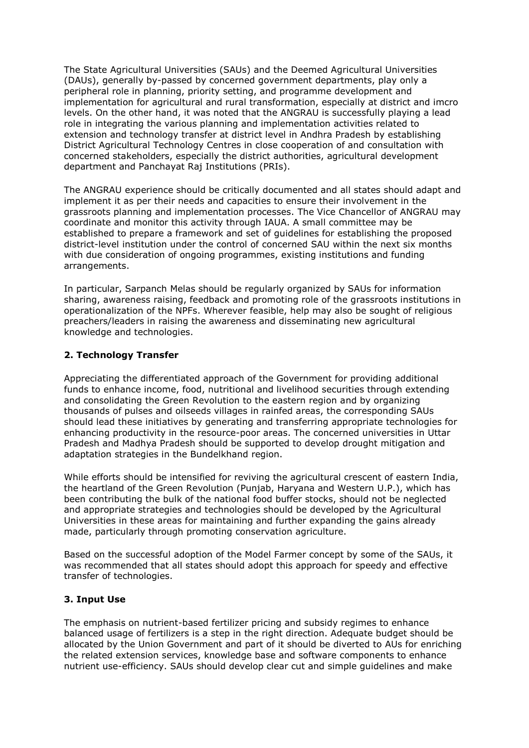The State Agricultural Universities (SAUs) and the Deemed Agricultural Universities (DAUs), generally by-passed by concerned government departments, play only a peripheral role in planning, priority setting, and programme development and implementation for agricultural and rural transformation, especially at district and imcro levels. On the other hand, it was noted that the ANGRAU is successfully playing a lead role in integrating the various planning and implementation activities related to extension and technology transfer at district level in Andhra Pradesh by establishing District Agricultural Technology Centres in close cooperation of and consultation with concerned stakeholders, especially the district authorities, agricultural development department and Panchayat Raj Institutions (PRIs).

The ANGRAU experience should be critically documented and all states should adapt and implement it as per their needs and capacities to ensure their involvement in the grassroots planning and implementation processes. The Vice Chancellor of ANGRAU may coordinate and monitor this activity through IAUA. A small committee may be established to prepare a framework and set of guidelines for establishing the proposed district-level institution under the control of concerned SAU within the next six months with due consideration of ongoing programmes, existing institutions and funding arrangements.

In particular, Sarpanch Melas should be regularly organized by SAUs for information sharing, awareness raising, feedback and promoting role of the grassroots institutions in operationalization of the NPFs. Wherever feasible, help may also be sought of religious preachers/leaders in raising the awareness and disseminating new agricultural knowledge and technologies.

### 2. Technology Transfer

Appreciating the differentiated approach of the Government for providing additional funds to enhance income, food, nutritional and livelihood securities through extending and consolidating the Green Revolution to the eastern region and by organizing thousands of pulses and oilseeds villages in rainfed areas, the corresponding SAUs should lead these initiatives by generating and transferring appropriate technologies for enhancing productivity in the resource-poor areas. The concerned universities in Uttar Pradesh and Madhya Pradesh should be supported to develop drought mitigation and adaptation strategies in the Bundelkhand region.

While efforts should be intensified for reviving the agricultural crescent of eastern India, the heartland of the Green Revolution (Punjab, Haryana and Western U.P.), which has been contributing the bulk of the national food buffer stocks, should not be neglected and appropriate strategies and technologies should be developed by the Agricultural Universities in these areas for maintaining and further expanding the gains already made, particularly through promoting conservation agriculture.

Based on the successful adoption of the Model Farmer concept by some of the SAUs, it was recommended that all states should adopt this approach for speedy and effective transfer of technologies.

### 3. Input Use

The emphasis on nutrient-based fertilizer pricing and subsidy regimes to enhance balanced usage of fertilizers is a step in the right direction. Adequate budget should be allocated by the Union Government and part of it should be diverted to AUs for enriching the related extension services, knowledge base and software components to enhance nutrient use-efficiency. SAUs should develop clear cut and simple guidelines and make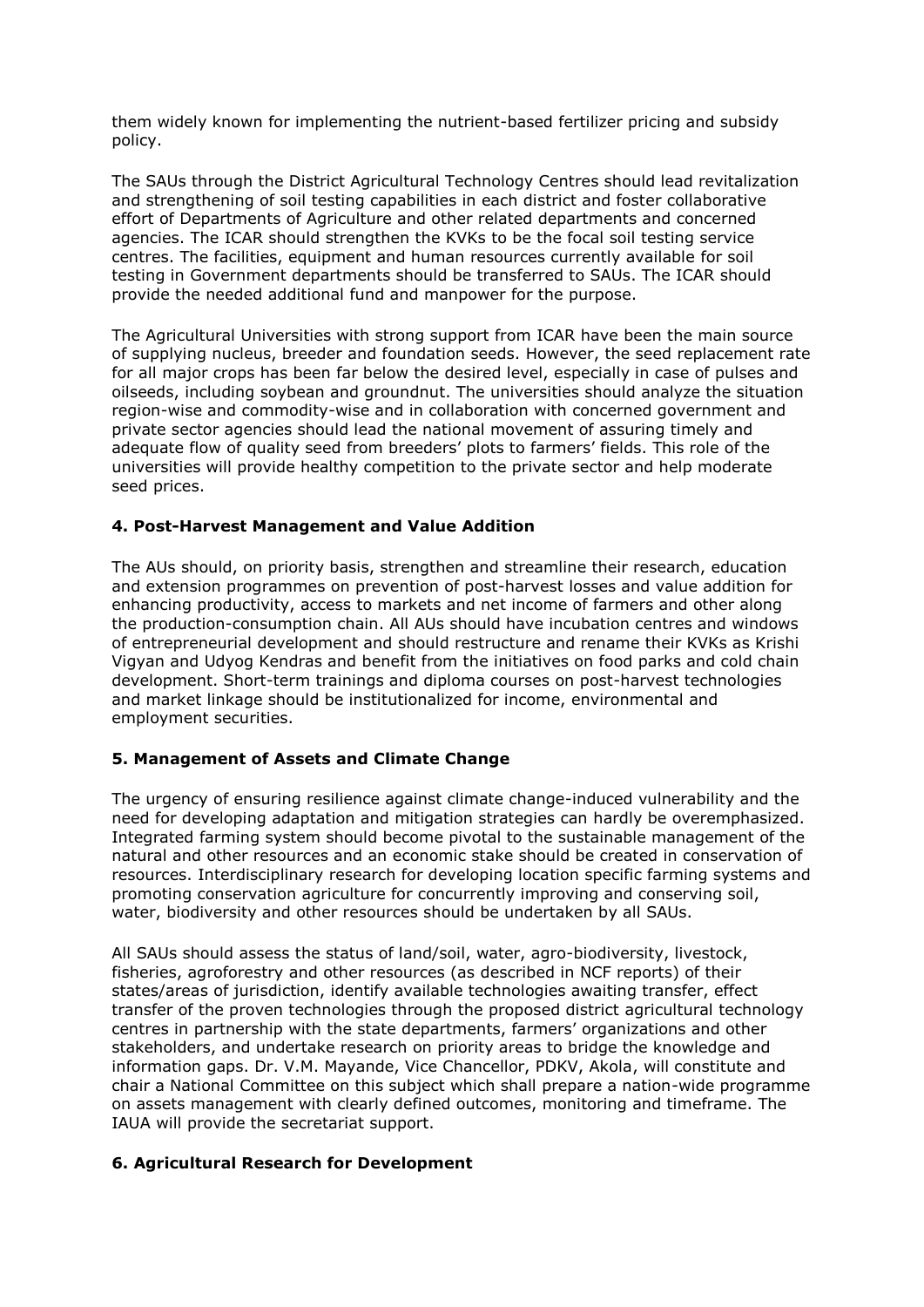them widely known for implementing the nutrient-based fertilizer pricing and subsidy policy.

The SAUs through the District Agricultural Technology Centres should lead revitalization and strengthening of soil testing capabilities in each district and foster collaborative effort of Departments of Agriculture and other related departments and concerned agencies. The ICAR should strengthen the KVKs to be the focal soil testing service centres. The facilities, equipment and human resources currently available for soil testing in Government departments should be transferred to SAUs. The ICAR should provide the needed additional fund and manpower for the purpose.

The Agricultural Universities with strong support from ICAR have been the main source of supplying nucleus, breeder and foundation seeds. However, the seed replacement rate for all major crops has been far below the desired level, especially in case of pulses and oilseeds, including soybean and groundnut. The universities should analyze the situation region-wise and commodity-wise and in collaboration with concerned government and private sector agencies should lead the national movement of assuring timely and adequate flow of quality seed from breeders' plots to farmers' fields. This role of the universities will provide healthy competition to the private sector and help moderate seed prices.

### 4. Post-Harvest Management and Value Addition

The AUs should, on priority basis, strengthen and streamline their research, education and extension programmes on prevention of post-harvest losses and value addition for enhancing productivity, access to markets and net income of farmers and other along the production-consumption chain. All AUs should have incubation centres and windows of entrepreneurial development and should restructure and rename their KVKs as Krishi Vigyan and Udyog Kendras and benefit from the initiatives on food parks and cold chain development. Short-term trainings and diploma courses on post-harvest technologies and market linkage should be institutionalized for income, environmental and employment securities.

### 5. Management of Assets and Climate Change

The urgency of ensuring resilience against climate change-induced vulnerability and the need for developing adaptation and mitigation strategies can hardly be overemphasized. Integrated farming system should become pivotal to the sustainable management of the natural and other resources and an economic stake should be created in conservation of resources. Interdisciplinary research for developing location specific farming systems and promoting conservation agriculture for concurrently improving and conserving soil, water, biodiversity and other resources should be undertaken by all SAUs.

All SAUs should assess the status of land/soil, water, agro-biodiversity, livestock, fisheries, agroforestry and other resources (as described in NCF reports) of their states/areas of jurisdiction, identify available technologies awaiting transfer, effect transfer of the proven technologies through the proposed district agricultural technology centres in partnership with the state departments, farmers' organizations and other stakeholders, and undertake research on priority areas to bridge the knowledge and information gaps. Dr. V.M. Mayande, Vice Chancellor, PDKV, Akola, will constitute and chair a National Committee on this subject which shall prepare a nation-wide programme on assets management with clearly defined outcomes, monitoring and timeframe. The IAUA will provide the secretariat support.

### 6. Agricultural Research for Development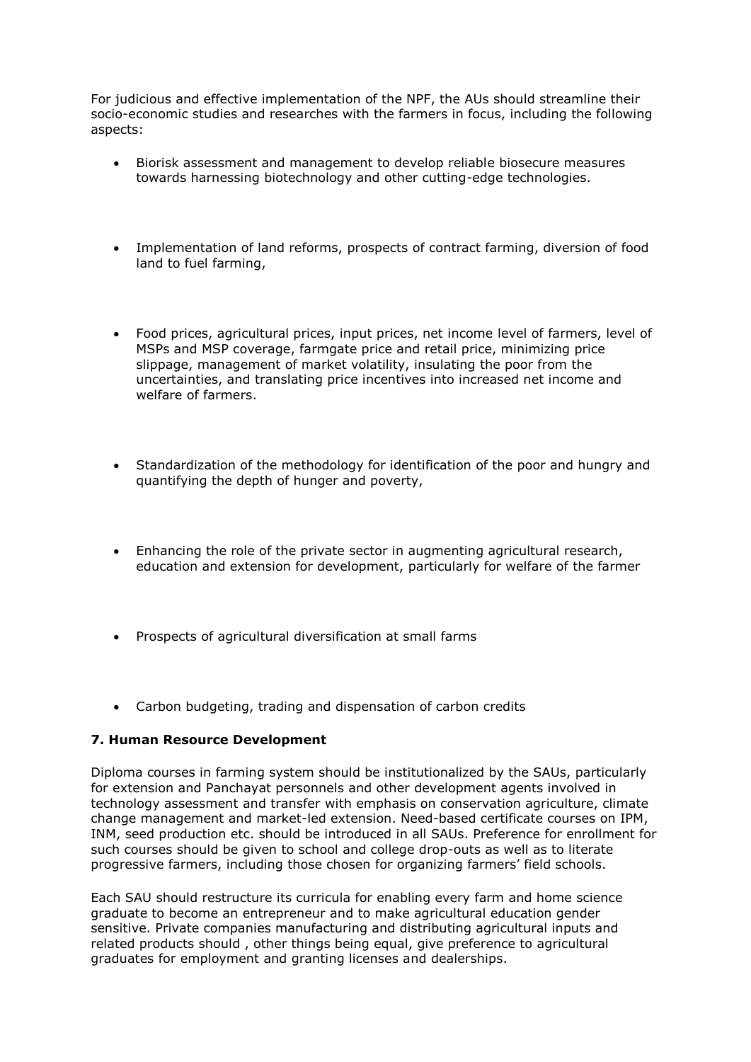For judicious and effective implementation of the NPF, the AUs should streamline their socio-economic studies and researches with the farmers in focus, including the following aspects:

- Biorisk assessment and management to develop reliable biosecure measures towards harnessing biotechnology and other cutting-edge technologies.
- Implementation of land reforms, prospects of contract farming, diversion of food land to fuel farming,
- Food prices, agricultural prices, input prices, net income level of farmers, level of MSPs and MSP coverage, farmgate price and retail price, minimizing price slippage, management of market volatility, insulating the poor from the uncertainties, and translating price incentives into increased net income and welfare of farmers.
- Standardization of the methodology for identification of the poor and hungry and quantifying the depth of hunger and poverty,
- Enhancing the role of the private sector in augmenting agricultural research, education and extension for development, particularly for welfare of the farmer
- Prospects of agricultural diversification at small farms
- Carbon budgeting, trading and dispensation of carbon credits

## 7. Human Resource Development

Diploma courses in farming system should be institutionalized by the SAUs, particularly for extension and Panchayat personnels and other development agents involved in technology assessment and transfer with emphasis on conservation agriculture, climate change management and market-led extension. Need-based certificate courses on IPM, INM, seed production etc. should be introduced in all SAUs. Preference for enrollment for such courses should be given to school and college drop-outs as well as to literate progressive farmers, including those chosen for organizing farmers' field schools.

Each SAU should restructure its curricula for enabling every farm and home science graduate to become an entrepreneur and to make agricultural education gender sensitive. Private companies manufacturing and distributing agricultural inputs and related products should , other things being equal, give preference to agricultural graduates for employment and granting licenses and dealerships.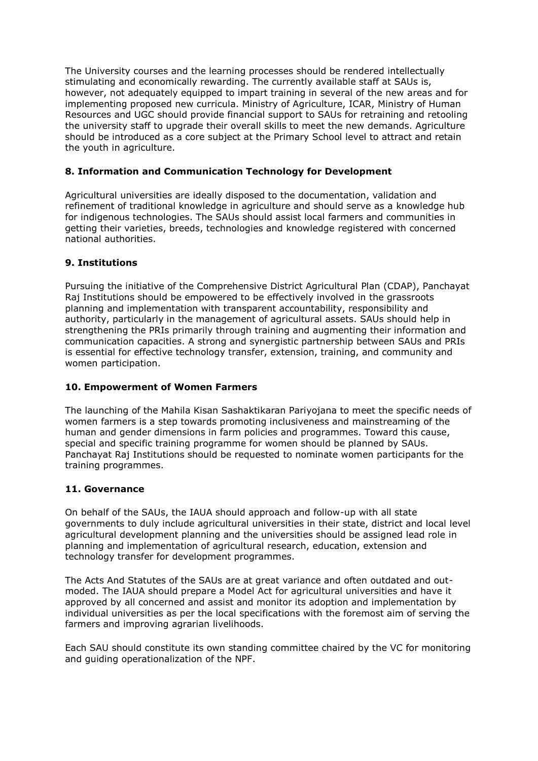The University courses and the learning processes should be rendered intellectually stimulating and economically rewarding. The currently available staff at SAUs is, however, not adequately equipped to impart training in several of the new areas and for implementing proposed new curricula. Ministry of Agriculture, ICAR, Ministry of Human Resources and UGC should provide financial support to SAUs for retraining and retooling the university staff to upgrade their overall skills to meet the new demands. Agriculture should be introduced as a core subject at the Primary School level to attract and retain the youth in agriculture.

### 8. Information and Communication Technology for Development

Agricultural universities are ideally disposed to the documentation, validation and refinement of traditional knowledge in agriculture and should serve as a knowledge hub for indigenous technologies. The SAUs should assist local farmers and communities in getting their varieties, breeds, technologies and knowledge registered with concerned national authorities.

### 9. Institutions

Pursuing the initiative of the Comprehensive District Agricultural Plan (CDAP), Panchayat Raj Institutions should be empowered to be effectively involved in the grassroots planning and implementation with transparent accountability, responsibility and authority, particularly in the management of agricultural assets. SAUs should help in strengthening the PRIs primarily through training and augmenting their information and communication capacities. A strong and synergistic partnership between SAUs and PRIs is essential for effective technology transfer, extension, training, and community and women participation.

### 10. Empowerment of Women Farmers

The launching of the Mahila Kisan Sashaktikaran Pariyojana to meet the specific needs of women farmers is a step towards promoting inclusiveness and mainstreaming of the human and gender dimensions in farm policies and programmes. Toward this cause, special and specific training programme for women should be planned by SAUs. Panchayat Raj Institutions should be requested to nominate women participants for the training programmes.

### 11. Governance

On behalf of the SAUs, the IAUA should approach and follow-up with all state governments to duly include agricultural universities in their state, district and local level agricultural development planning and the universities should be assigned lead role in planning and implementation of agricultural research, education, extension and technology transfer for development programmes.

The Acts And Statutes of the SAUs are at great variance and often outdated and out-moded. The IAUA should prepare a Model Act for agricultural universities and have it approved by all concerned and assist and monitor its adoption and implementation by individual universities as per the local specifications with the foremost aim of serving the farmers and improving agrarian livelihoods.

Each SAU should constitute its own standing committee chaired by the VC for monitoring and guiding operationalization of the NPF.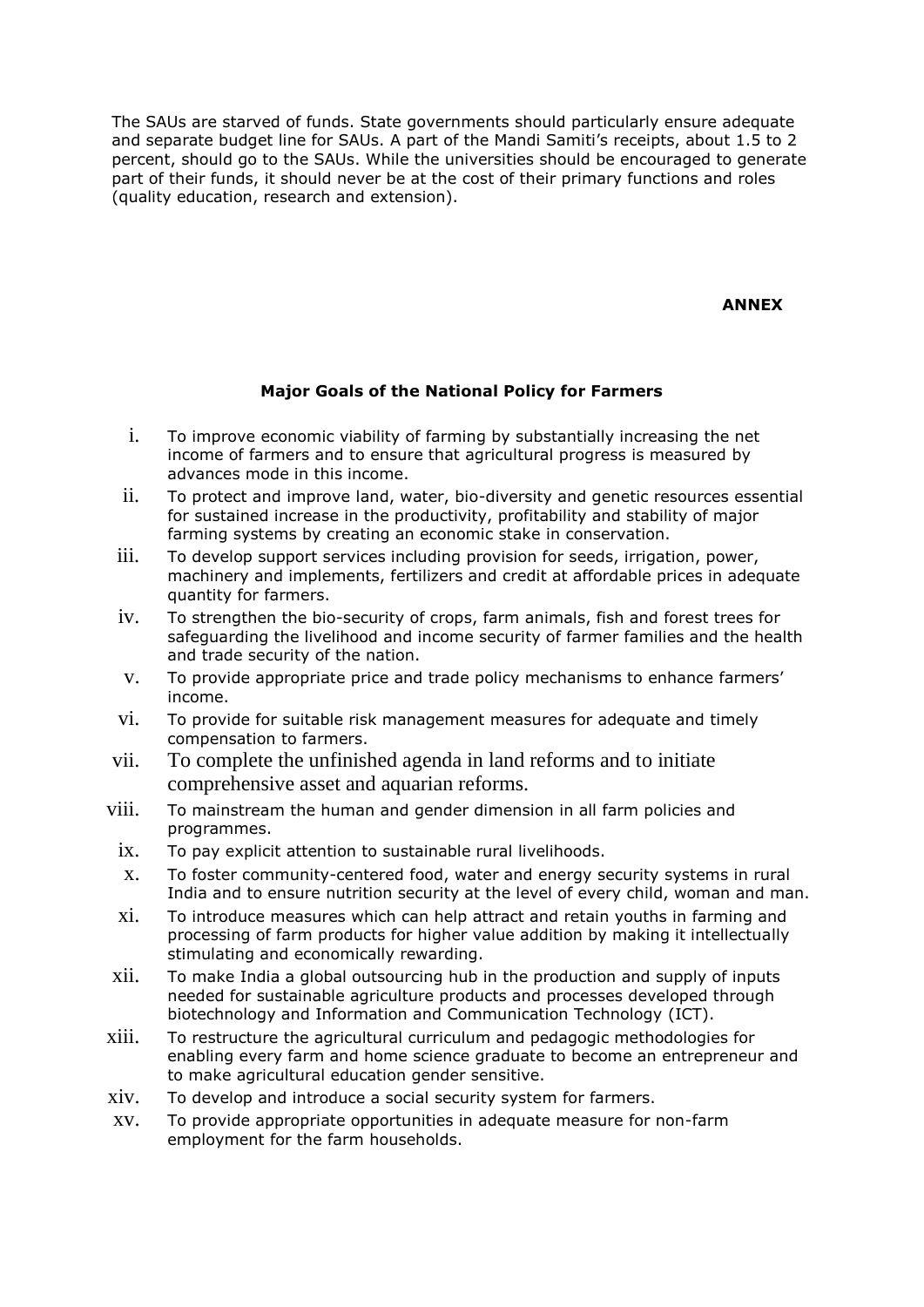The SAUs are starved of funds. State governments should particularly ensure adequate and separate budget line for SAUs. A part of the Mandi Samiti's receipts, about 1.5 to 2 percent, should go to the SAUs. While the universities should be encouraged to generate part of their funds, it should never be at the cost of their primary functions and roles (quality education, research and extension).

**ANNEX**

### Major Goals of the National Policy for Farmers

i. To improve economic viability of farming by substantially increasing the net income of farmers and to ensure that agricultural progress is measured by advances mode in this income.

ii. To protect and improve land, water, bio-diversity and genetic resources essential for sustained increase in the productivity, profitability and stability of major farming systems by creating an economic stake in conservation.

iii. To develop support services including provision for seeds, irrigation, power, machinery and implements, fertilizers and credit at affordable prices in adequate quantity for farmers.

iv. To strengthen the bio-security of crops, farm animals, fish and forest trees for safeguarding the livelihood and income security of farmer families and the health and trade security of the nation.

v. To provide appropriate price and trade policy mechanisms to enhance farmers' income.

vi. To provide for suitable risk management measures for adequate and timely compensation to farmers.

vii. To complete the unfinished agenda in land reforms and to initiate comprehensive asset and aquarian reforms.

viii. To mainstream the human and gender dimension in all farm policies and programmes.

ix. To pay explicit attention to sustainable rural livelihoods.

x. To foster community-centered food, water and energy security systems in rural India and to ensure nutrition security at the level of every child, woman and man.

xi. To introduce measures which can help attract and retain youths in farming and processing of farm products for higher value addition by making it intellectually stimulating and economically rewarding.

xii. To make India a global outsourcing hub in the production and supply of inputs needed for sustainable agriculture products and processes developed through biotechnology and Information and Communication Technology (ICT).

xiii. To restructure the agricultural curriculum and pedagogic methodologies for enabling every farm and home science graduate to become an entrepreneur and to make agricultural education gender sensitive.

xiv. To develop and introduce a social security system for farmers.

xv. To provide appropriate opportunities in adequate measure for non-farm employment for the farm households.